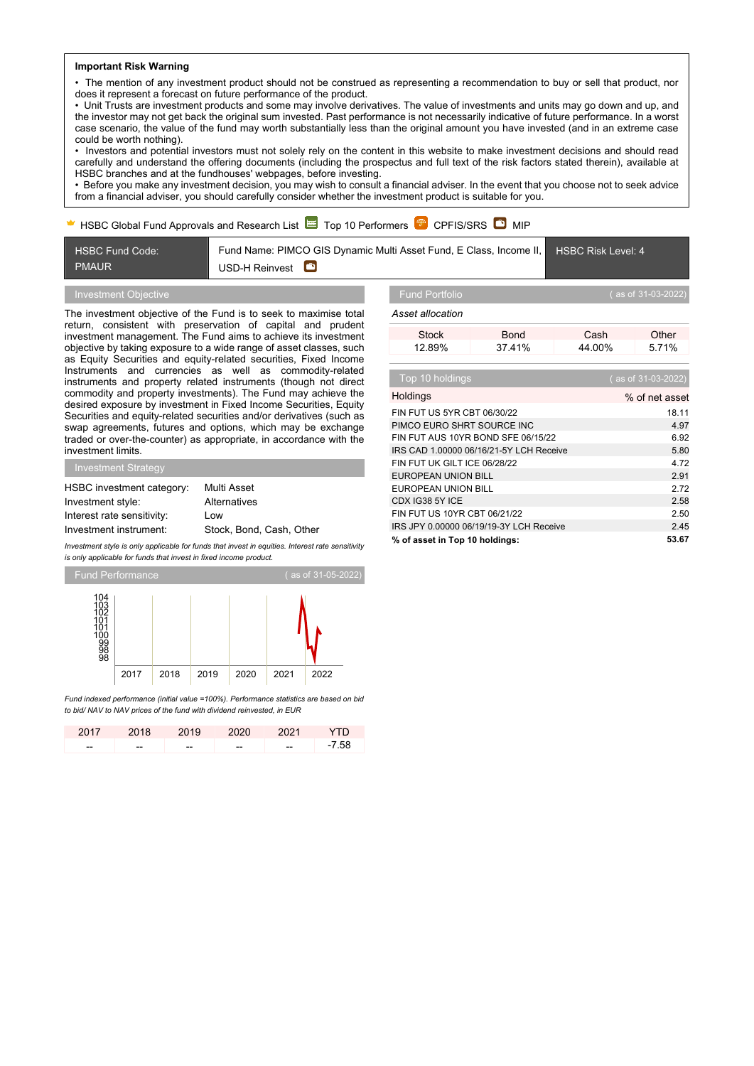**Important Risk Warning**

- The mention of any investment product should not be construed as representing a recommendation to buy or sell that product, nor does it represent a forecast on future performance of the product.
- Unit Trusts are investment products and some may involve derivatives. The value of investments and units may go down and up, and the investor may not get back the original sum invested. Past performance is not necessarily indicative of future performance. In a worst case scenario, the value of the fund may worth substantially less than the original amount you have invested (and in an extreme case could be worth nothing).
- Investors and potential investors must not solely rely on the content in this website to make investment decisions and should read carefully and understand the offering documents (including the prospectus and full text of the risk factors stated therein), available at HSBC branches and at the fundhouses' webpages, before investing.
- Before you make any investment decision, you may wish to consult a financial adviser. In the event that you choose not to seek advice from a financial adviser, you should carefully consider whether the investment product is suitable for you.

HSBC Global Fund Approvals and Research List | Top 10 Performers | CPFIS/SRS | MIP

| HSBC Fund Code: PMAUR | Fund Name: PIMCO GIS Dynamic Multi Asset Fund, E Class, Income II, USD-H Reinvest | HSBC Risk Level: 4 |
|---|---|---|

## Investment Objective

The investment objective of the Fund is to seek to maximise total return, consistent with preservation of capital and prudent investment management. The Fund aims to achieve its investment objective by taking exposure to a wide range of asset classes, such as Equity Securities and equity-related securities, Fixed Income Instruments and currencies as well as commodity-related instruments and property related instruments (though not direct commodity and property investments). The Fund may achieve the desired exposure by investment in Fixed Income Securities, Equity Securities and equity-related securities and/or derivatives (such as swap agreements, futures and options, which may be exchange traded or over-the-counter) as appropriate, in accordance with the investment limits.

## Investment Strategy

| | |
|---|---|
| HSBC investment category: | Multi Asset |
| Investment style: | Alternatives |
| Interest rate sensitivity: | Low |
| Investment instrument: | Stock, Bond, Cash, Other |

*Investment style is only applicable for funds that invest in equities. Interest rate sensitivity is only applicable for funds that invest in fixed income product.*

## Fund Performance

( as of 31-05-2022)

*Fund indexed performance (initial value =100%). Performance statistics are based on bid to bid/ NAV to NAV prices of the fund with dividend reinvested, in EUR*

| 2017 | 2018 | 2019 | 2020 | 2021 | YTD |
|---|---|---|---|---|---|
| -- | -- | -- | -- | -- | -7.58 |

## Fund Portfolio

( as of 31-03-2022)

*Asset allocation*

| Stock | Bond | Cash | Other |
|---|---|---|---|
| 12.89% | 37.41% | 44.00% | 5.71% |

## Top 10 holdings

( as of 31-03-2022)

| Holdings | % of net asset |
|---|---|
| FIN FUT US 5YR CBT 06/30/22 | 18.11 |
| PIMCO EURO SHRT SOURCE INC | 4.97 |
| FIN FUT AUS 10YR BOND SFE 06/15/22 | 6.92 |
| IRS CAD 1.00000 06/16/21-5Y LCH Receive | 5.80 |
| FIN FUT UK GILT ICE 06/28/22 | 4.72 |
| EUROPEAN UNION BILL | 2.91 |
| EUROPEAN UNION BILL | 2.72 |
| CDX IG38 5Y ICE | 2.58 |
| FIN FUT US 10YR CBT 06/21/22 | 2.50 |
| IRS JPY 0.00000 06/19/19-3Y LCH Receive | 2.45 |
| **% of asset in Top 10 holdings:** | **53.67** |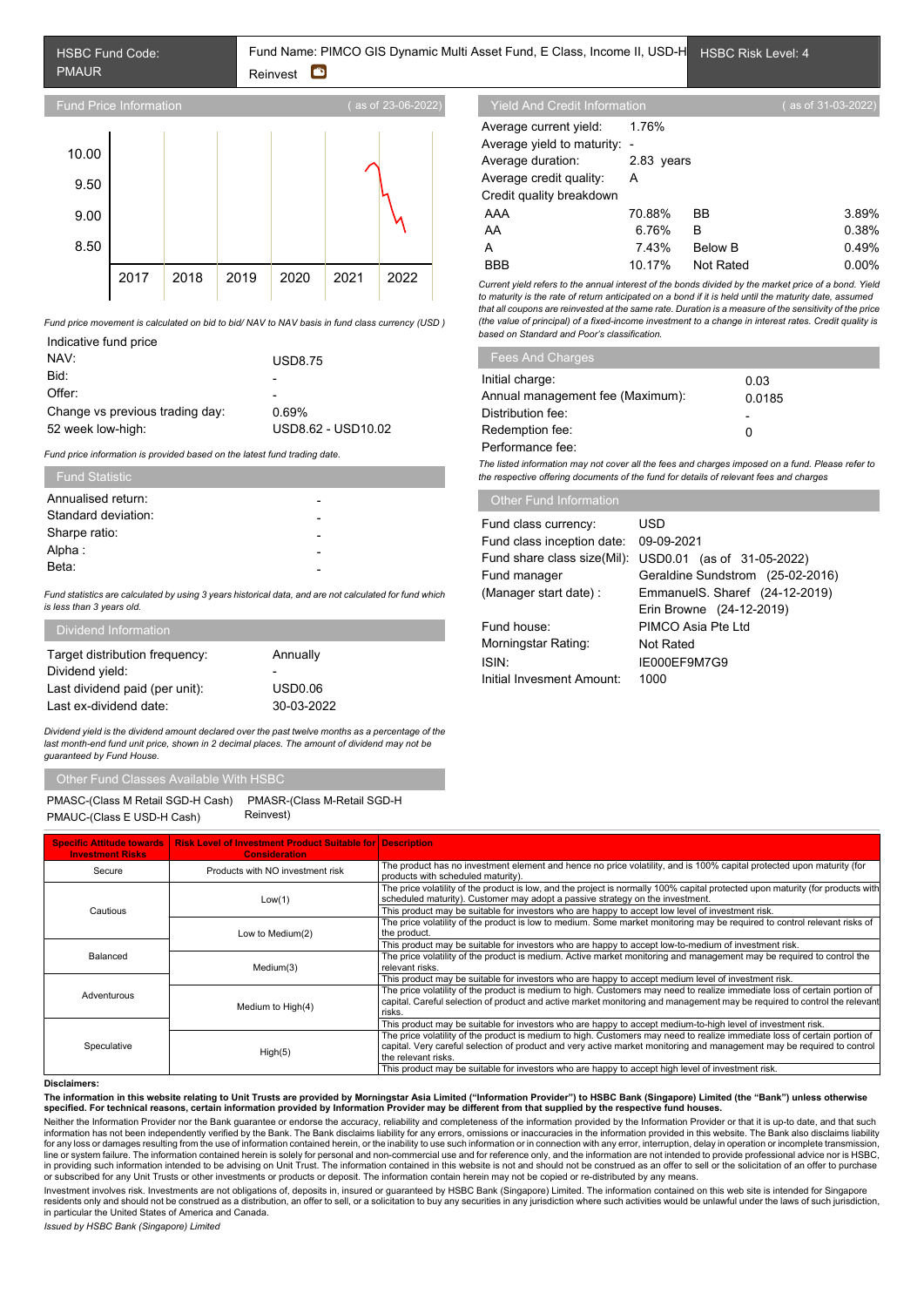| HSBC Fund Code: PMAUR | Fund Name: PIMCO GIS Dynamic Multi Asset Fund, E Class, Income II, USD-H Reinvest | HSBC Risk Level: 4 |
|---|---|---|

## Fund Price Information ( as of 23-06-2022)

10.00
9.50
9.00
8.50
2017 2018 2019 2020 2021 2022

*Fund price movement is calculated on bid to bid/ NAV to NAV basis in fund class currency (USD )*

| Indicative fund price | |
|---|---|
| NAV: | USD8.75 |
| Bid: | - |
| Offer: | - |
| Change vs previous trading day: | 0.69% |
| 52 week low-high: | USD8.62 - USD10.02 |

*Fund price information is provided based on the latest fund trading date.*

## Fund Statistic

| | |
|---|---|
| Annualised return: | - |
| Standard deviation: | - |
| Sharpe ratio: | - |
| Alpha : | - |
| Beta: | - |

*Fund statistics are calculated by using 3 years historical data, and are not calculated for fund which is less than 3 years old.*

## Dividend Information

| | |
|---|---|
| Target distribution frequency: | Annually |
| Dividend yield: | - |
| Last dividend paid (per unit): | USD0.06 |
| Last ex-dividend date: | 30-03-2022 |

*Dividend yield is the dividend amount declared over the past twelve months as a percentage of the last month-end fund unit price, shown in 2 decimal places. The amount of dividend may not be guaranteed by Fund House.*

## Other Fund Classes Available With HSBC

PMASC-(Class M Retail SGD-H Cash)
PMASR-(Class M-Retail SGD-H Reinvest)
PMAUC-(Class E USD-H Cash)

## Yield And Credit Information ( as of 31-03-2022)

| | |
|---|---|
| Average current yield: | 1.76% |
| Average yield to maturity: | - |
| Average duration: | 2.83 years |
| Average credit quality: | A |

Credit quality breakdown

| | | | |
|---|---|---|---|
| AAA | 70.88% | BB | 3.89% |
| AA | 6.76% | B | 0.38% |
| A | 7.43% | Below B | 0.49% |
| BBB | 10.17% | Not Rated | 0.00% |

*Current yield refers to the annual interest of the bonds divided by the market price of a bond. Yield to maturity is the rate of return anticipated on a bond if it is held until the maturity date, assumed that all coupons are reinvested at the same rate. Duration is a measure of the sensitivity of the price (the value of principal) of a fixed-income investment to a change in interest rates. Credit quality is based on Standard and Poor's classification.*

## Fees And Charges

| | |
|---|---|
| Initial charge: | 0.03 |
| Annual management fee (Maximum): | 0.0185 |
| Distribution fee: | - |
| Redemption fee: | 0 |
| Performance fee: | |

*The listed information may not cover all the fees and charges imposed on a fund. Please refer to the respective offering documents of the fund for details of relevant fees and charges*

## Other Fund Information

| | |
|---|---|
| Fund class currency: | USD |
| Fund class inception date: | 09-09-2021 |
| Fund share class size(Mil): | USD0.01 (as of 31-05-2022) |
| Fund manager (Manager start date) : | Geraldine Sundstrom (25-02-2016)<br>EmmanuelS. Sharef (24-12-2019)<br>Erin Browne (24-12-2019) |
| Fund house: | PIMCO Asia Pte Ltd |
| Morningstar Rating: | Not Rated |
| ISIN: | IE000EF9M7G9 |
| Initial Invesment Amount: | 1000 |

| Specific Attitude towards Investment Risks | Risk Level of Investment Product Suitable for Consideration | Description |
|---|---|---|
| Secure | Products with NO investment risk | The product has no investment element and hence no price volatility, and is 100% capital protected upon maturity (for products with scheduled maturity). |
| Cautious | Low(1) | The price volatility of the product is low, and the project is normally 100% capital protected upon maturity (for products with scheduled maturity). Customer may adopt a passive strategy on the investment.<br>This product may be suitable for investors who are happy to accept low level of investment risk. |
| | Low to Medium(2) | The price volatility of the product is low to medium. Some market monitoring may be required to control relevant risks of the product.<br>This product may be suitable for investors who are happy to accept low-to-medium of investment risk. |
| Balanced | Medium(3) | The price volatility of the product is medium. Active market monitoring and management may be required to control the relevant risks.<br>This product may be suitable for investors who are happy to accept medium level of investment risk. |
| Adventurous | Medium to High(4) | The price volatility of the product is medium to high. Customers may need to realize immediate loss of certain portion of capital. Careful selection of product and active market monitoring and management may be required to control the relevant risks.<br>This product may be suitable for investors who are happy to accept medium-to-high level of investment risk. |
| Speculative | High(5) | The price volatility of the product is medium to high. Customers may need to realize immediate loss of certain portion of capital. Very careful selection of product and very active market monitoring and management may be required to control the relevant risks.<br>This product may be suitable for investors who are happy to accept high level of investment risk. |

**Disclaimers:**

**The information in this website relating to Unit Trusts are provided by Morningstar Asia Limited ("Information Provider") to HSBC Bank (Singapore) Limited (the "Bank") unless otherwise specified. For technical reasons, certain information provided by Information Provider may be different from that supplied by the respective fund houses.**

Neither the Information Provider nor the Bank guarantee or endorse the accuracy, reliability and completeness of the information provided by the Information Provider or that it is up-to date, and that such information has not been independently verified by the Bank. The Bank disclaims liability for any errors, omissions or inaccuracies in the information provided in this website. The Bank also disclaims liability for any loss or damages resulting from the use of information contained herein, or the inability to use such information or in connection with any error, interruption, delay in operation or incomplete transmission, line or system failure. The information contained herein is solely for personal and non-commercial use and for reference only, and the information are not intended to provide professional advice nor is HSBC, in providing such information intended to be advising on Unit Trust. The information contained in this website is not and should not be construed as an offer to sell or the solicitation of an offer to purchase or subscribed for any Unit Trusts or other investments or products or deposit. The information contain herein may not be copied or re-distributed by any means.

Investment involves risk. Investments are not obligations of, deposits in, insured or guaranteed by HSBC Bank (Singapore) Limited. The information contained on this web site is intended for Singapore residents only and should not be construed as a distribution, an offer to sell, or a solicitation to buy any securities in any jurisdiction where such activities would be unlawful under the laws of such jurisdiction, in particular the United States of America and Canada.

*Issued by HSBC Bank (Singapore) Limited*